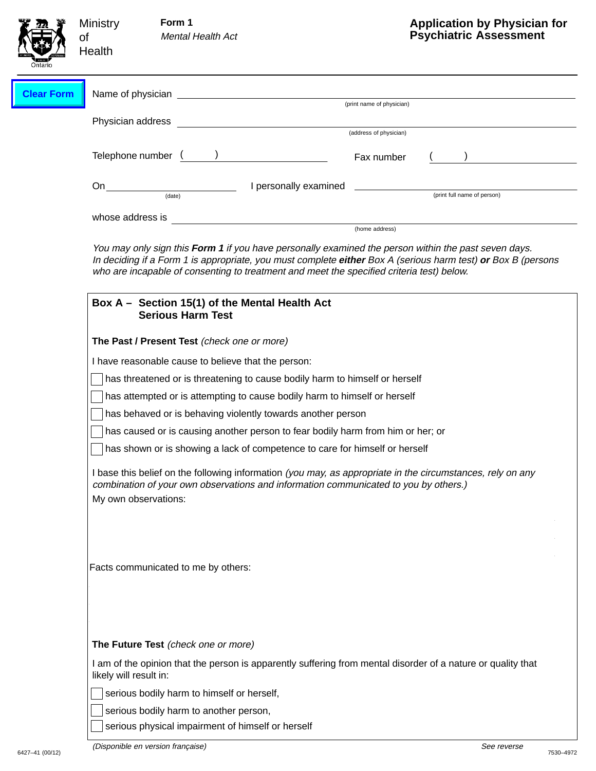Ministry of Health

**Form 1**
*Mental Health Act*

# Application by Physician for Psychiatric Assessment

Clear Form

Name of physician ______________________________
(print name of physician)

Physician address ______________________________
(address of physician)

Telephone number (      ) ____________ Fax number (      ) ____________

On ____________ I personally examined ______________________________
(date) (print full name of person)

whose address is ______________________________
(home address)

*You may only sign this **Form 1** if you have personally examined the person within the past seven days. In deciding if a Form 1 is appropriate, you must complete **either** Box A (serious harm test) **or** Box B (persons who are incapable of consenting to treatment and meet the specified criteria test) below.*

## Box A – Section 15(1) of the Mental Health Act Serious Harm Test

**The Past / Present Test** *(check one or more)*

I have reasonable cause to believe that the person:

- [ ] has threatened or is threatening to cause bodily harm to himself or herself
- [ ] has attempted or is attempting to cause bodily harm to himself or herself
- [ ] has behaved or is behaving violently towards another person
- [ ] has caused or is causing another person to fear bodily harm from him or her; or
- [ ] has shown or is showing a lack of competence to care for himself or herself

I base this belief on the following information *(you may, as appropriate in the circumstances, rely on any combination of your own observations and information communicated to you by others.)*

My own observations:

Facts communicated to me by others:

**The Future Test** *(check one or more)*

I am of the opinion that the person is apparently suffering from mental disorder of a nature or quality that likely will result in:

- [ ] serious bodily harm to himself or herself,
- [ ] serious bodily harm to another person,
- [ ] serious physical impairment of himself or herself

*(Disponible en version française)*

See reverse

6427–41 (00/12) 7530–4972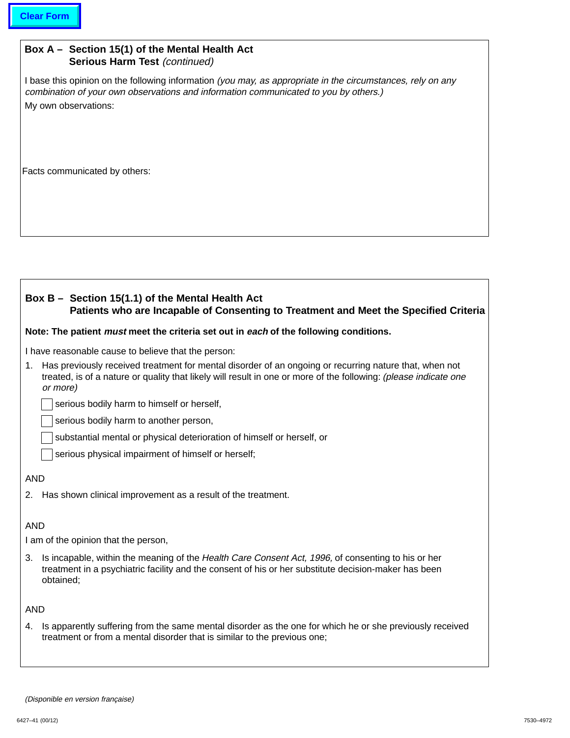## Box A – Section 15(1) of the Mental Health Act
### Serious Harm Test *(continued)*

I base this opinion on the following information *(you may, as appropriate in the circumstances, rely on any combination of your own observations and information communicated to you by others.)*

My own observations:

Facts communicated by others:

## Box B – Section 15(1.1) of the Mental Health Act
### Patients who are Incapable of Consenting to Treatment and Meet the Specified Criteria

**Note: The patient *must* meet the criteria set out in *each* of the following conditions.**

I have reasonable cause to believe that the person:

1. Has previously received treatment for mental disorder of an ongoing or recurring nature that, when not treated, is of a nature or quality that likely will result in one or more of the following: *(please indicate one or more)*

   - ☐ serious bodily harm to himself or herself,
   - ☐ serious bodily harm to another person,
   - ☐ substantial mental or physical deterioration of himself or herself, or
   - ☐ serious physical impairment of himself or herself;

AND

2. Has shown clinical improvement as a result of the treatment.

AND

I am of the opinion that the person,

3. Is incapable, within the meaning of the *Health Care Consent Act, 1996,* of consenting to his or her treatment in a psychiatric facility and the consent of his or her substitute decision-maker has been obtained;

AND

4. Is apparently suffering from the same mental disorder as the one for which he or she previously received treatment or from a mental disorder that is similar to the previous one;

*(Disponible en version française)*

6427–41 (00/12) 7530–4972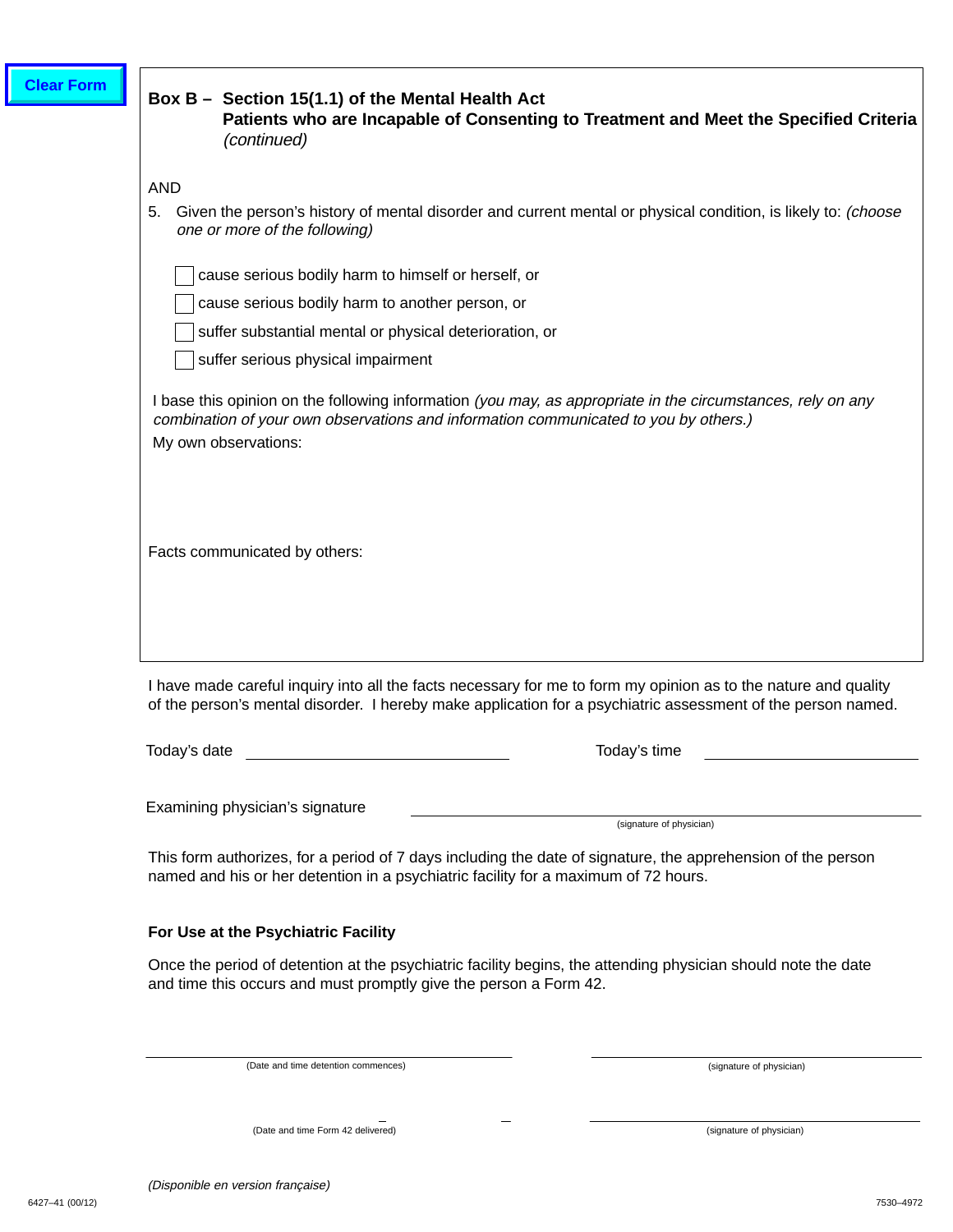Clear Form

**Box B – Section 15(1.1) of the Mental Health Act**
**Patients who are Incapable of Consenting to Treatment and Meet the Specified Criteria** *(continued)*

AND

5. Given the person's history of mental disorder and current mental or physical condition, is likely to: *(choose one or more of the following)*

- ☐ cause serious bodily harm to himself or herself, or
- ☐ cause serious bodily harm to another person, or
- ☐ suffer substantial mental or physical deterioration, or
- ☐ suffer serious physical impairment

I base this opinion on the following information *(you may, as appropriate in the circumstances, rely on any combination of your own observations and information communicated to you by others.)*

My own observations:

Facts communicated by others:

I have made careful inquiry into all the facts necessary for me to form my opinion as to the nature and quality of the person's mental disorder. I hereby make application for a psychiatric assessment of the person named.

Today's date ______________________ Today's time ______________________

Examining physician's signature ______________________
(signature of physician)

This form authorizes, for a period of 7 days including the date of signature, the apprehension of the person named and his or her detention in a psychiatric facility for a maximum of 72 hours.

**For Use at the Psychiatric Facility**

Once the period of detention at the psychiatric facility begins, the attending physician should note the date and time this occurs and must promptly give the person a Form 42.

______________________ ______________________
(Date and time detention commences) (signature of physician)

______________________ ______________________
(Date and time Form 42 delivered) (signature of physician)

*(Disponible en version française)*

6427–41 (00/12) 7530–4972